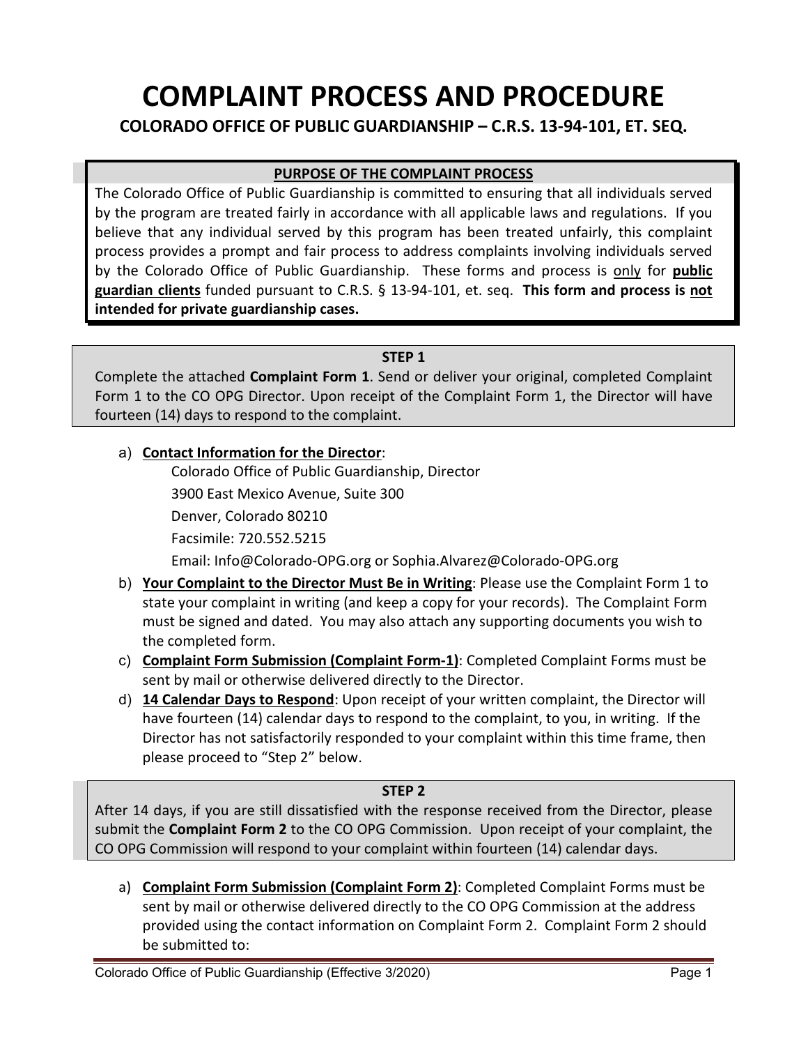# COMPLAINT PROCESS AND PROCEDURE

## COLORADO OFFICE OF PUBLIC GUARDIANSHIP – C.R.S. 13-94-101, ET. SEQ.

### PURPOSE OF THE COMPLAINT PROCESS

The Colorado Office of Public Guardianship is committed to ensuring that all individuals served by the program are treated fairly in accordance with all applicable laws and regulations. If you believe that any individual served by this program has been treated unfairly, this complaint process provides a prompt and fair process to address complaints involving individuals served by the Colorado Office of Public Guardianship. These forms and process is only for **public guardian clients** funded pursuant to C.R.S. § 13-94-101, et. seq. **This form and process is not intended for private guardianship cases.**

### STEP 1

Complete the attached **Complaint Form 1**. Send or deliver your original, completed Complaint Form 1 to the CO OPG Director. Upon receipt of the Complaint Form 1, the Director will have fourteen (14) days to respond to the complaint.

a) **Contact Information for the Director**:
   Colorado Office of Public Guardianship, Director
   3900 East Mexico Avenue, Suite 300
   Denver, Colorado 80210
   Facsimile: 720.552.5215
   Email: Info@Colorado-OPG.org or Sophia.Alvarez@Colorado-OPG.org

b) **Your Complaint to the Director Must Be in Writing**: Please use the Complaint Form 1 to state your complaint in writing (and keep a copy for your records). The Complaint Form must be signed and dated. You may also attach any supporting documents you wish to the completed form.

c) **Complaint Form Submission (Complaint Form-1)**: Completed Complaint Forms must be sent by mail or otherwise delivered directly to the Director.

d) **14 Calendar Days to Respond**: Upon receipt of your written complaint, the Director will have fourteen (14) calendar days to respond to the complaint, to you, in writing. If the Director has not satisfactorily responded to your complaint within this time frame, then please proceed to "Step 2" below.

### STEP 2

After 14 days, if you are still dissatisfied with the response received from the Director, please submit the **Complaint Form 2** to the CO OPG Commission. Upon receipt of your complaint, the CO OPG Commission will respond to your complaint within fourteen (14) calendar days.

a) **Complaint Form Submission (Complaint Form 2)**: Completed Complaint Forms must be sent by mail or otherwise delivered directly to the CO OPG Commission at the address provided using the contact information on Complaint Form 2. Complaint Form 2 should be submitted to: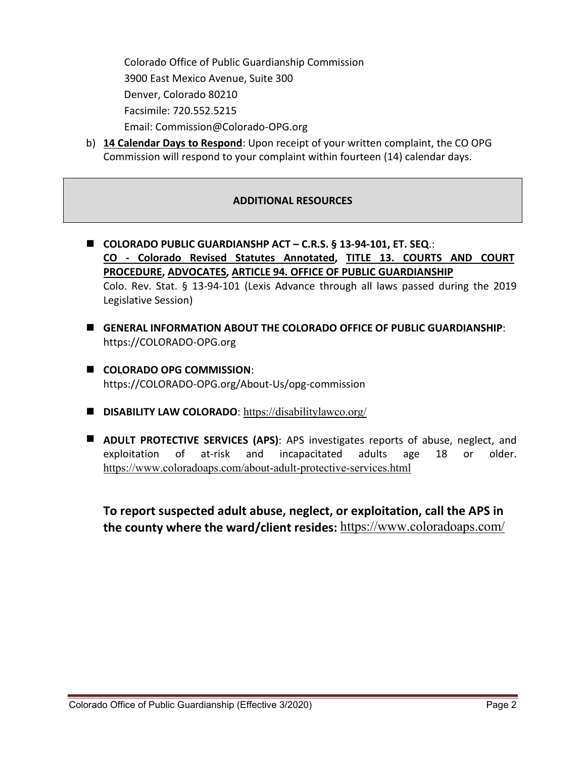Colorado Office of Public Guardianship Commission
3900 East Mexico Avenue, Suite 300
Denver, Colorado 80210
Facsimile: 720.552.5215
Email: Commission@Colorado-OPG.org

b) **14 Calendar Days to Respond**: Upon receipt of your written complaint, the CO OPG Commission will respond to your complaint within fourteen (14) calendar days.

## ADDITIONAL RESOURCES

- **COLORADO PUBLIC GUARDIANSHP ACT – C.R.S. § 13-94-101, ET. SEQ.**: **CO - Colorado Revised Statutes Annotated, TITLE 13. COURTS AND COURT PROCEDURE, ADVOCATES, ARTICLE 94. OFFICE OF PUBLIC GUARDIANSHIP**
  Colo. Rev. Stat. § 13-94-101 (Lexis Advance through all laws passed during the 2019 Legislative Session)

- **GENERAL INFORMATION ABOUT THE COLORADO OFFICE OF PUBLIC GUARDIANSHIP**: https://COLORADO-OPG.org

- **COLORADO OPG COMMISSION**: https://COLORADO-OPG.org/About-Us/opg-commission

- **DISABILITY LAW COLORADO**: https://disabilitylawco.org/

- **ADULT PROTECTIVE SERVICES (APS)**: APS investigates reports of abuse, neglect, and exploitation of at-risk and incapacitated adults age 18 or older. https://www.coloradoaps.com/about-adult-protective-services.html

**To report suspected adult abuse, neglect, or exploitation, call the APS in the county where the ward/client resides:** https://www.coloradoaps.com/